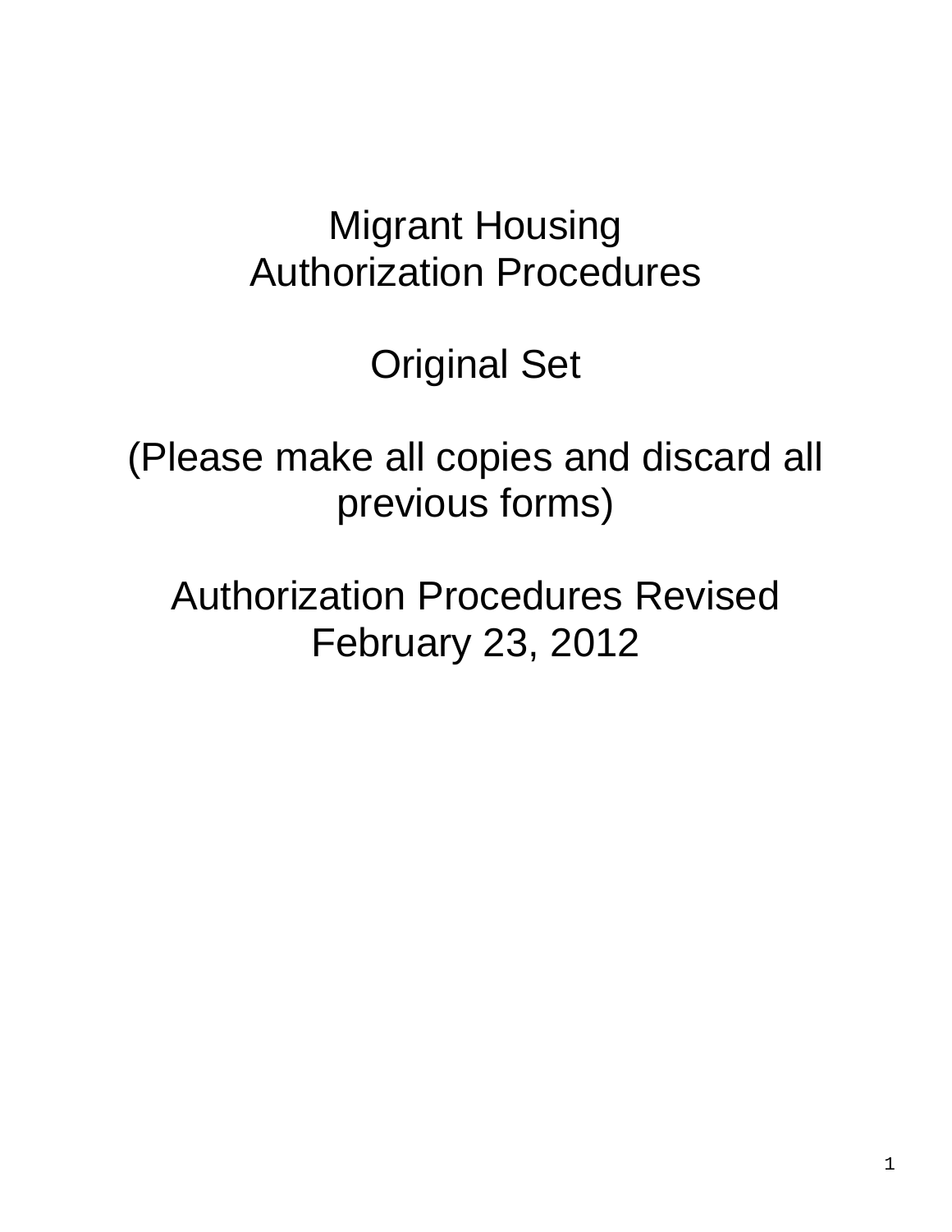# Migrant Housing
# Authorization Procedures

## Original Set

(Please make all copies and discard all previous forms)

Authorization Procedures Revised
February 23, 2012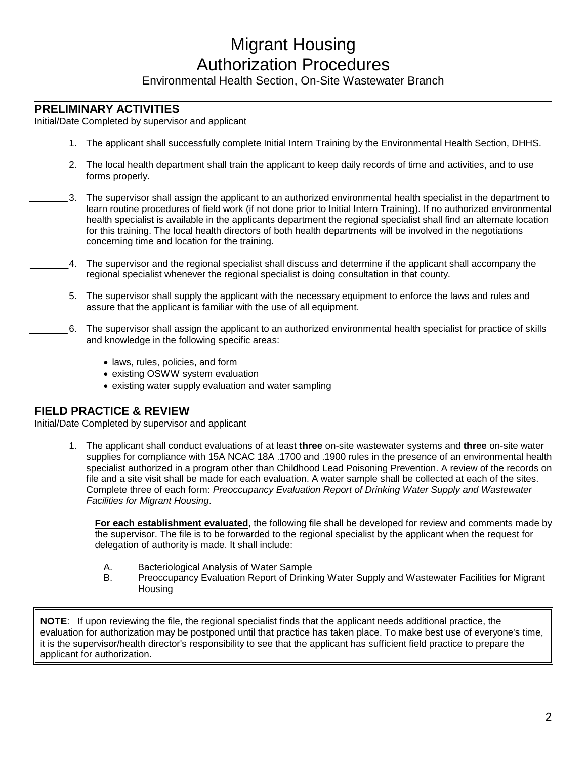# Migrant Housing
# Authorization Procedures

Environmental Health Section, On-Site Wastewater Branch

## PRELIMINARY ACTIVITIES

Initial/Date Completed by supervisor and applicant

\_\_\_\_\_\_\_\_1. The applicant shall successfully complete Initial Intern Training by the Environmental Health Section, DHHS.

\_\_\_\_\_\_\_\_2. The local health department shall train the applicant to keep daily records of time and activities, and to use forms properly.

\_\_\_\_\_\_\_\_3. The supervisor shall assign the applicant to an authorized environmental health specialist in the department to learn routine procedures of field work (if not done prior to Initial Intern Training). If no authorized environmental health specialist is available in the applicants department the regional specialist shall find an alternate location for this training. The local health directors of both health departments will be involved in the negotiations concerning time and location for the training.

\_\_\_\_\_\_\_\_4. The supervisor and the regional specialist shall discuss and determine if the applicant shall accompany the regional specialist whenever the regional specialist is doing consultation in that county.

\_\_\_\_\_\_\_\_5. The supervisor shall supply the applicant with the necessary equipment to enforce the laws and rules and assure that the applicant is familiar with the use of all equipment.

\_\_\_\_\_\_\_\_6. The supervisor shall assign the applicant to an authorized environmental health specialist for practice of skills and knowledge in the following specific areas:

- laws, rules, policies, and form
- existing OSWW system evaluation
- existing water supply evaluation and water sampling

## FIELD PRACTICE & REVIEW

Initial/Date Completed by supervisor and applicant

\_\_\_\_\_\_\_\_1. The applicant shall conduct evaluations of at least **three** on-site wastewater systems and **three** on-site water supplies for compliance with 15A NCAC 18A .1700 and .1900 rules in the presence of an environmental health specialist authorized in a program other than Childhood Lead Poisoning Prevention. A review of the records on file and a site visit shall be made for each evaluation. A water sample shall be collected at each of the sites. Complete three of each form: *Preoccupancy Evaluation Report of Drinking Water Supply and Wastewater Facilities for Migrant Housing*.

**For each establishment evaluated**, the following file shall be developed for review and comments made by the supervisor. The file is to be forwarded to the regional specialist by the applicant when the request for delegation of authority is made. It shall include:

A. Bacteriological Analysis of Water Sample
B. Preoccupancy Evaluation Report of Drinking Water Supply and Wastewater Facilities for Migrant Housing

**NOTE**: If upon reviewing the file, the regional specialist finds that the applicant needs additional practice, the evaluation for authorization may be postponed until that practice has taken place. To make best use of everyone's time, it is the supervisor/health director's responsibility to see that the applicant has sufficient field practice to prepare the applicant for authorization.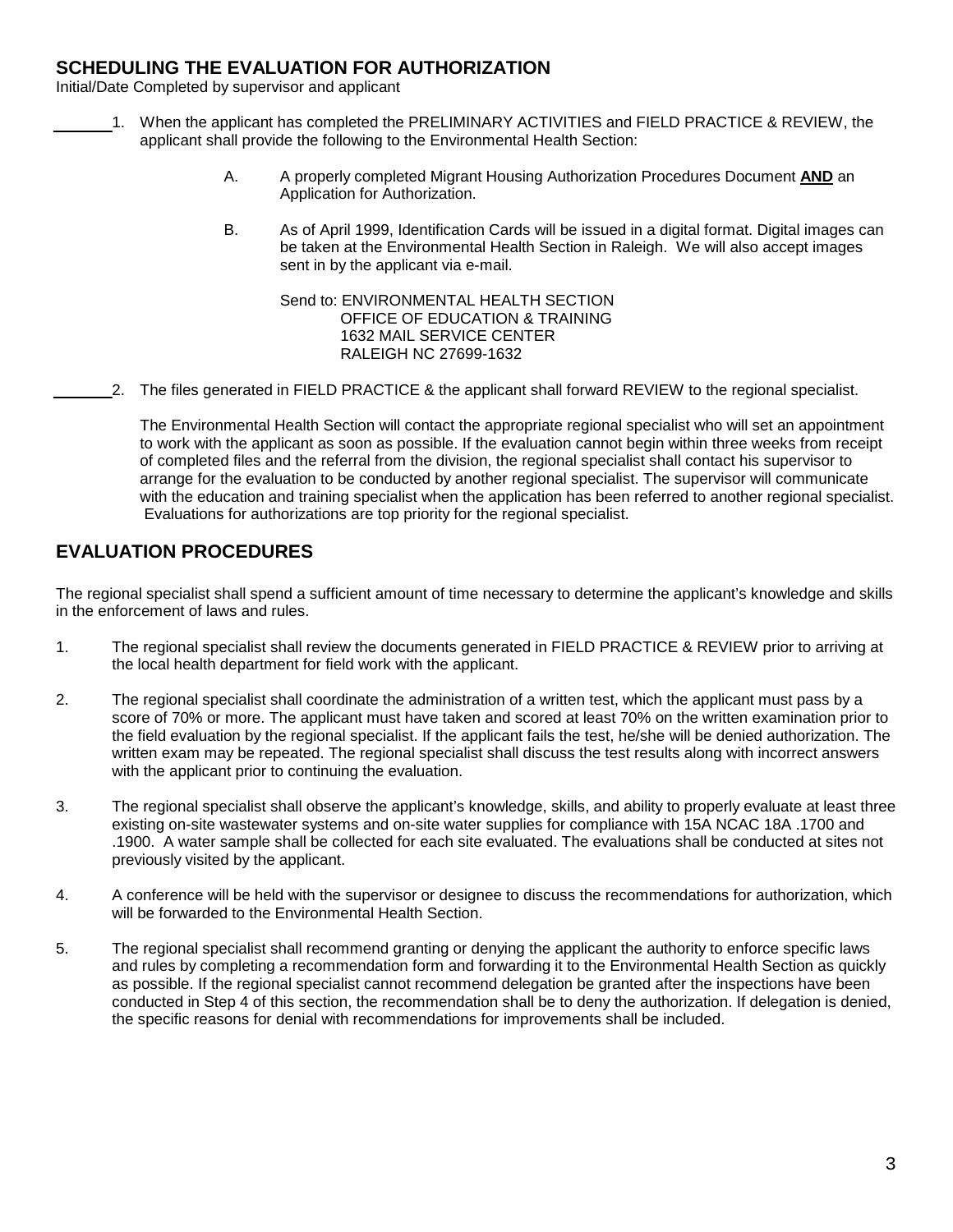## SCHEDULING THE EVALUATION FOR AUTHORIZATION

Initial/Date Completed by supervisor and applicant

______ 1. When the applicant has completed the PRELIMINARY ACTIVITIES and FIELD PRACTICE & REVIEW, the applicant shall provide the following to the Environmental Health Section:

> A. A properly completed Migrant Housing Authorization Procedures Document **AND** an Application for Authorization.
>
> B. As of April 1999, Identification Cards will be issued in a digital format. Digital images can be taken at the Environmental Health Section in Raleigh. We will also accept images sent in by the applicant via e-mail.
>
> Send to: ENVIRONMENTAL HEALTH SECTION
> OFFICE OF EDUCATION & TRAINING
> 1632 MAIL SERVICE CENTER
> RALEIGH NC 27699-1632

______ 2. The files generated in FIELD PRACTICE & the applicant shall forward REVIEW to the regional specialist.

The Environmental Health Section will contact the appropriate regional specialist who will set an appointment to work with the applicant as soon as possible. If the evaluation cannot begin within three weeks from receipt of completed files and the referral from the division, the regional specialist shall contact his supervisor to arrange for the evaluation to be conducted by another regional specialist. The supervisor will communicate with the education and training specialist when the application has been referred to another regional specialist. Evaluations for authorizations are top priority for the regional specialist.

## EVALUATION PROCEDURES

The regional specialist shall spend a sufficient amount of time necessary to determine the applicant's knowledge and skills in the enforcement of laws and rules.

1. The regional specialist shall review the documents generated in FIELD PRACTICE & REVIEW prior to arriving at the local health department for field work with the applicant.

2. The regional specialist shall coordinate the administration of a written test, which the applicant must pass by a score of 70% or more. The applicant must have taken and scored at least 70% on the written examination prior to the field evaluation by the regional specialist. If the applicant fails the test, he/she will be denied authorization. The written exam may be repeated. The regional specialist shall discuss the test results along with incorrect answers with the applicant prior to continuing the evaluation.

3. The regional specialist shall observe the applicant's knowledge, skills, and ability to properly evaluate at least three existing on-site wastewater systems and on-site water supplies for compliance with 15A NCAC 18A .1700 and .1900. A water sample shall be collected for each site evaluated. The evaluations shall be conducted at sites not previously visited by the applicant.

4. A conference will be held with the supervisor or designee to discuss the recommendations for authorization, which will be forwarded to the Environmental Health Section.

5. The regional specialist shall recommend granting or denying the applicant the authority to enforce specific laws and rules by completing a recommendation form and forwarding it to the Environmental Health Section as quickly as possible. If the regional specialist cannot recommend delegation be granted after the inspections have been conducted in Step 4 of this section, the recommendation shall be to deny the authorization. If delegation is denied, the specific reasons for denial with recommendations for improvements shall be included.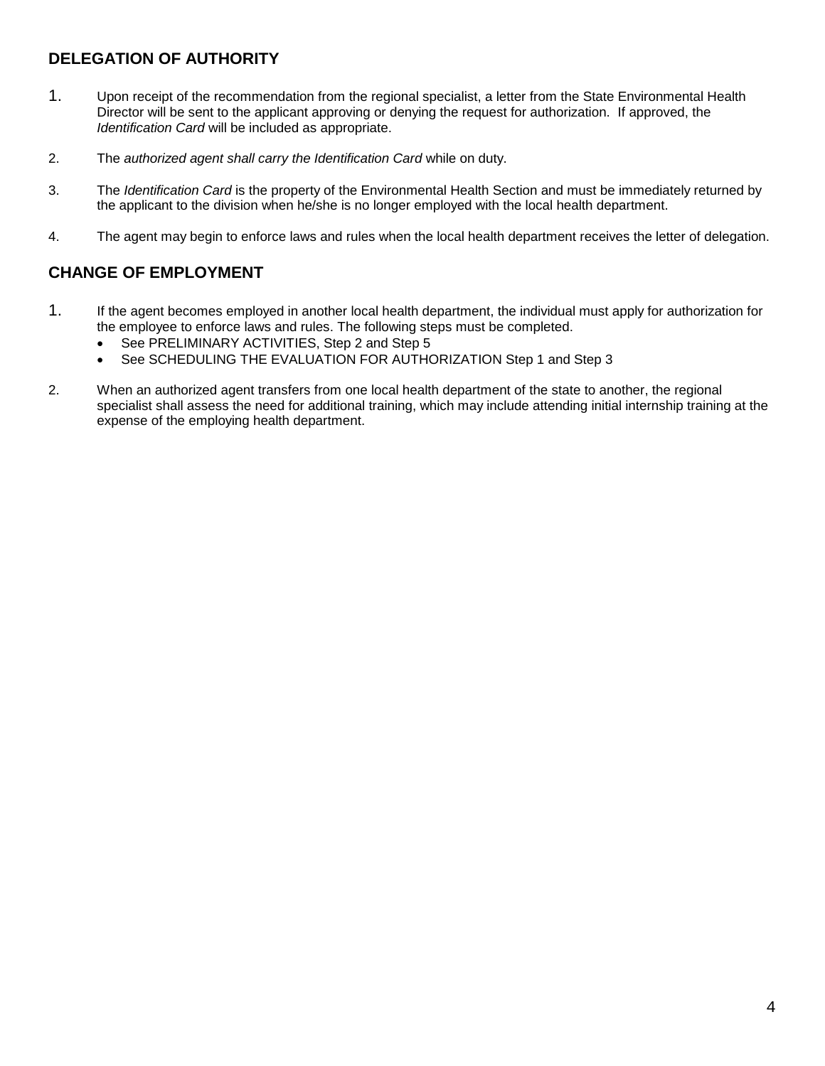## DELEGATION OF AUTHORITY

1. Upon receipt of the recommendation from the regional specialist, a letter from the State Environmental Health Director will be sent to the applicant approving or denying the request for authorization. If approved, the *Identification Card* will be included as appropriate.

2. The *authorized agent shall carry the Identification Card* while on duty.

3. The *Identification Card* is the property of the Environmental Health Section and must be immediately returned by the applicant to the division when he/she is no longer employed with the local health department.

4. The agent may begin to enforce laws and rules when the local health department receives the letter of delegation.

## CHANGE OF EMPLOYMENT

1. If the agent becomes employed in another local health department, the individual must apply for authorization for the employee to enforce laws and rules. The following steps must be completed.
   - See PRELIMINARY ACTIVITIES, Step 2 and Step 5
   - See SCHEDULING THE EVALUATION FOR AUTHORIZATION Step 1 and Step 3

2. When an authorized agent transfers from one local health department of the state to another, the regional specialist shall assess the need for additional training, which may include attending initial internship training at the expense of the employing health department.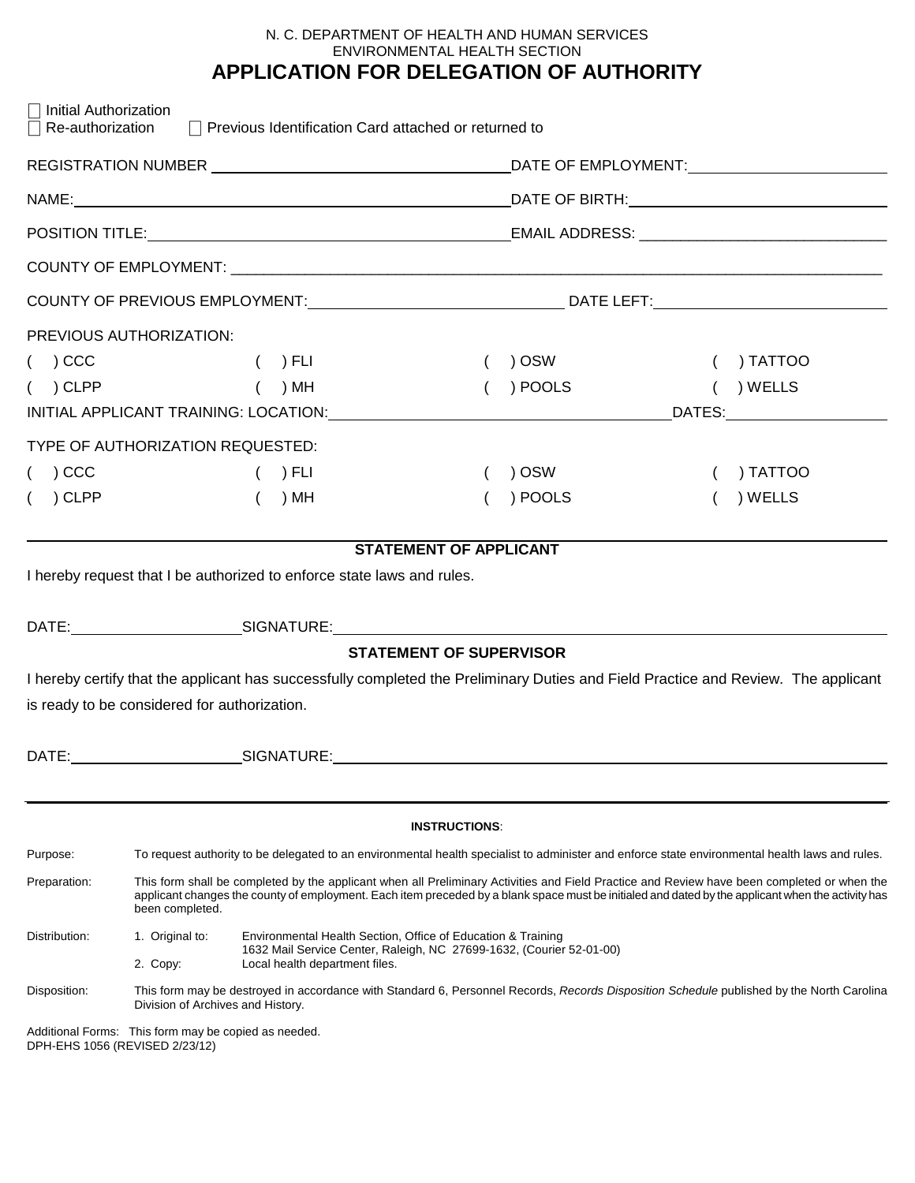N. C. DEPARTMENT OF HEALTH AND HUMAN SERVICES
ENVIRONMENTAL HEALTH SECTION

# APPLICATION FOR DELEGATION OF AUTHORITY

☐ Initial Authorization
☐ Re-authorization ☐ Previous Identification Card attached or returned to

REGISTRATION NUMBER ______________________ DATE OF EMPLOYMENT: ______________________

NAME: ______________________ DATE OF BIRTH: ______________________

POSITION TITLE: ______________________ EMAIL ADDRESS: ______________________

COUNTY OF EMPLOYMENT: ______________________

COUNTY OF PREVIOUS EMPLOYMENT: ______________________ DATE LEFT: ______________________

PREVIOUS AUTHORIZATION:

| | | | |
|---|---|---|---|
| ( ) CCC | ( ) FLI | ( ) OSW | ( ) TATTOO |
| ( ) CLPP | ( ) MH | ( ) POOLS | ( ) WELLS |

INITIAL APPLICANT TRAINING: LOCATION: ______________________ DATES: ______________________

TYPE OF AUTHORIZATION REQUESTED:

| | | | |
|---|---|---|---|
| ( ) CCC | ( ) FLI | ( ) OSW | ( ) TATTOO |
| ( ) CLPP | ( ) MH | ( ) POOLS | ( ) WELLS |

## STATEMENT OF APPLICANT

I hereby request that I be authorized to enforce state laws and rules.

DATE: ______________________ SIGNATURE: ______________________

## STATEMENT OF SUPERVISOR

I hereby certify that the applicant has successfully completed the Preliminary Duties and Field Practice and Review. The applicant is ready to be considered for authorization.

DATE: ______________________ SIGNATURE: ______________________

**INSTRUCTIONS**:

Purpose: To request authority to be delegated to an environmental health specialist to administer and enforce state environmental health laws and rules.

Preparation: This form shall be completed by the applicant when all Preliminary Activities and Field Practice and Review have been completed or when the applicant changes the county of employment. Each item preceded by a blank space must be initialed and dated by the applicant when the activity has been completed.

Distribution:
1. Original to: Environmental Health Section, Office of Education & Training
   1632 Mail Service Center, Raleigh, NC 27699-1632, (Courier 52-01-00)
2. Copy: Local health department files.

Disposition: This form may be destroyed in accordance with Standard 6, Personnel Records, *Records Disposition Schedule* published by the North Carolina Division of Archives and History.

Additional Forms: This form may be copied as needed.
DPH-EHS 1056 (REVISED 2/23/12)